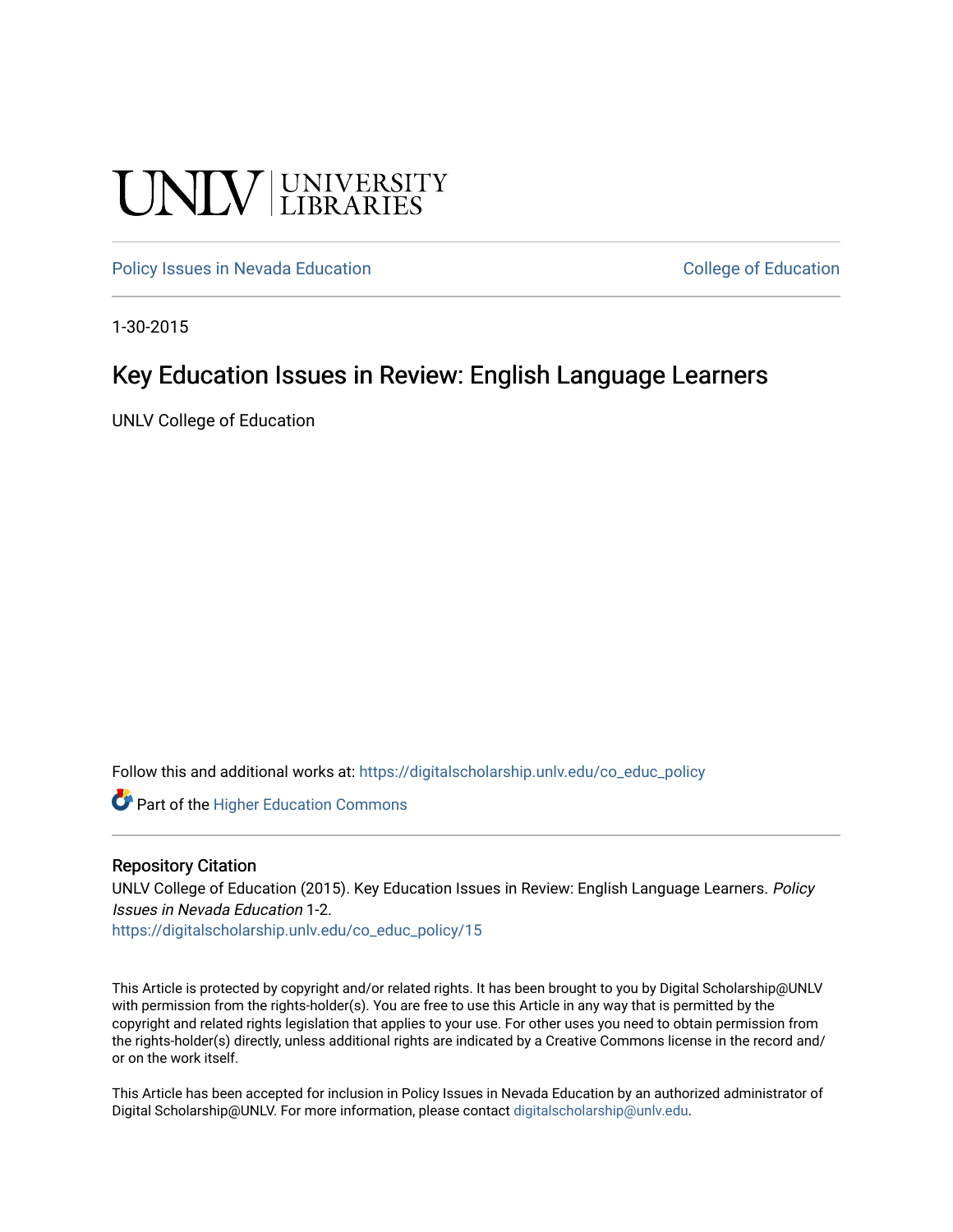UNLV | UNIVERSITY LIBRARIES

Policy Issues in Nevada Education | College of Education

1-30-2015

# Key Education Issues in Review: English Language Learners

UNLV College of Education

Follow this and additional works at: https://digitalscholarship.unlv.edu/co_educ_policy

Part of the Higher Education Commons

## Repository Citation

UNLV College of Education (2015). Key Education Issues in Review: English Language Learners. *Policy Issues in Nevada Education* 1-2.
https://digitalscholarship.unlv.edu/co_educ_policy/15

This Article is protected by copyright and/or related rights. It has been brought to you by Digital Scholarship@UNLV with permission from the rights-holder(s). You are free to use this Article in any way that is permitted by the copyright and related rights legislation that applies to your use. For other uses you need to obtain permission from the rights-holder(s) directly, unless additional rights are indicated by a Creative Commons license in the record and/or on the work itself.

This Article has been accepted for inclusion in Policy Issues in Nevada Education by an authorized administrator of Digital Scholarship@UNLV. For more information, please contact digitalscholarship@unlv.edu.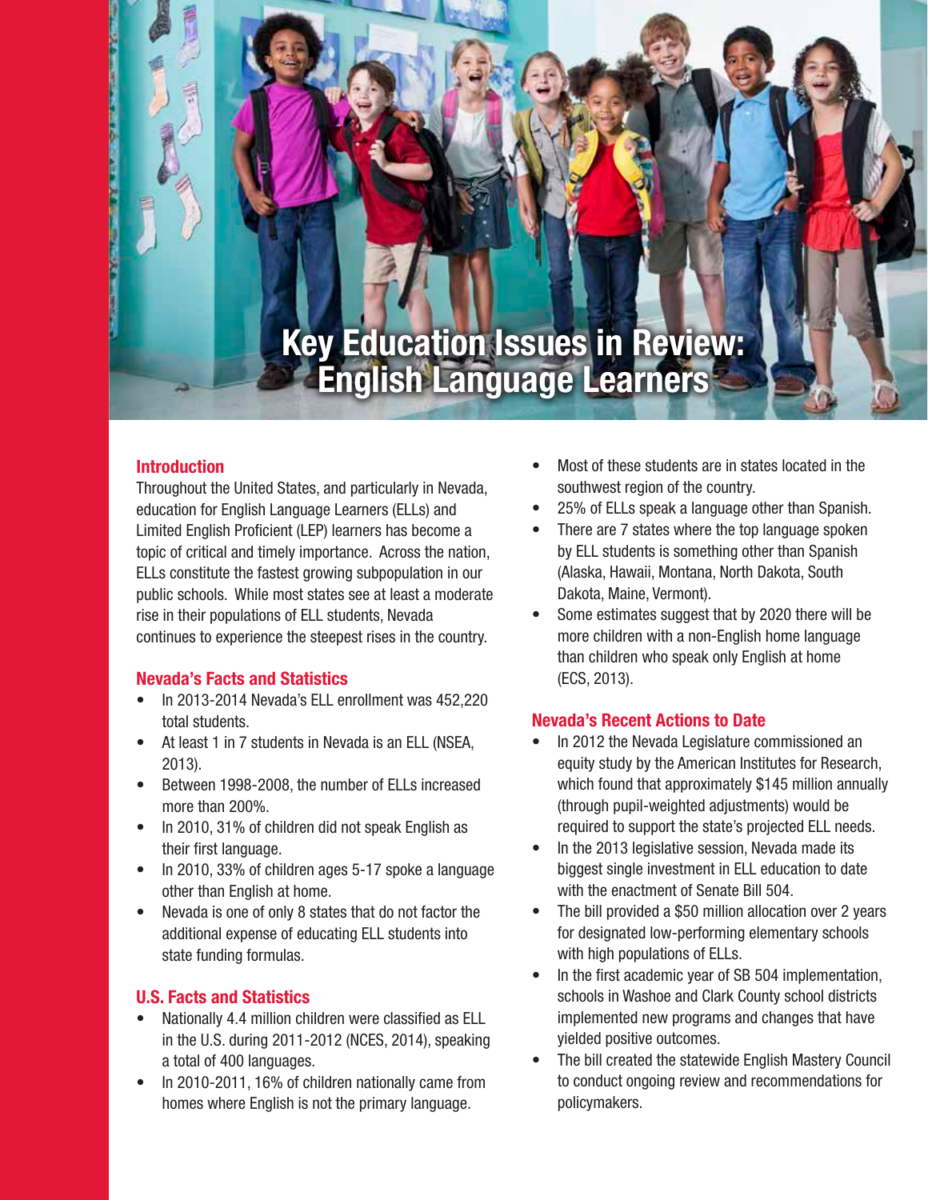# Key Education Issues in Review: English Language Learners

## Introduction

Throughout the United States, and particularly in Nevada, education for English Language Learners (ELLs) and Limited English Proficient (LEP) learners has become a topic of critical and timely importance. Across the nation, ELLs constitute the fastest growing subpopulation in our public schools. While most states see at least a moderate rise in their populations of ELL students, Nevada continues to experience the steepest rises in the country.

## Nevada's Facts and Statistics

- In 2013-2014 Nevada's ELL enrollment was 452,220 total students.
- At least 1 in 7 students in Nevada is an ELL (NSEA, 2013).
- Between 1998-2008, the number of ELLs increased more than 200%.
- In 2010, 31% of children did not speak English as their first language.
- In 2010, 33% of children ages 5-17 spoke a language other than English at home.
- Nevada is one of only 8 states that do not factor the additional expense of educating ELL students into state funding formulas.

## U.S. Facts and Statistics

- Nationally 4.4 million children were classified as ELL in the U.S. during 2011-2012 (NCES, 2014), speaking a total of 400 languages.
- In 2010-2011, 16% of children nationally came from homes where English is not the primary language.
- Most of these students are in states located in the southwest region of the country.
- 25% of ELLs speak a language other than Spanish.
- There are 7 states where the top language spoken by ELL students is something other than Spanish (Alaska, Hawaii, Montana, North Dakota, South Dakota, Maine, Vermont).
- Some estimates suggest that by 2020 there will be more children with a non-English home language than children who speak only English at home (ECS, 2013).

## Nevada's Recent Actions to Date

- In 2012 the Nevada Legislature commissioned an equity study by the American Institutes for Research, which found that approximately $145 million annually (through pupil-weighted adjustments) would be required to support the state's projected ELL needs.
- In the 2013 legislative session, Nevada made its biggest single investment in ELL education to date with the enactment of Senate Bill 504.
- The bill provided a $50 million allocation over 2 years for designated low-performing elementary schools with high populations of ELLs.
- In the first academic year of SB 504 implementation, schools in Washoe and Clark County school districts implemented new programs and changes that have yielded positive outcomes.
- The bill created the statewide English Mastery Council to conduct ongoing review and recommendations for policymakers.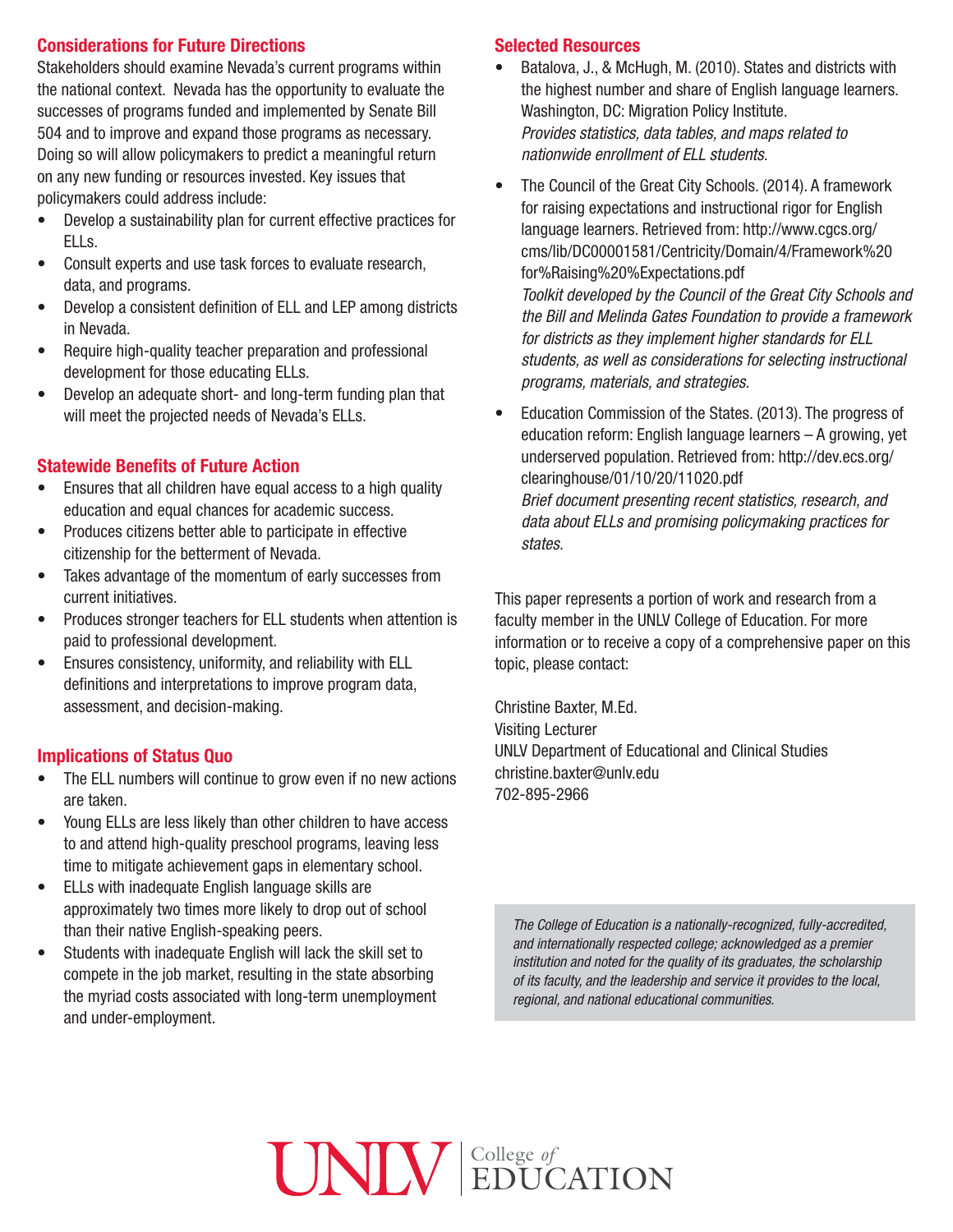## Considerations for Future Directions

Stakeholders should examine Nevada's current programs within the national context. Nevada has the opportunity to evaluate the successes of programs funded and implemented by Senate Bill 504 and to improve and expand those programs as necessary. Doing so will allow policymakers to predict a meaningful return on any new funding or resources invested. Key issues that policymakers could address include:

- Develop a sustainability plan for current effective practices for ELLs.
- Consult experts and use task forces to evaluate research, data, and programs.
- Develop a consistent definition of ELL and LEP among districts in Nevada.
- Require high-quality teacher preparation and professional development for those educating ELLs.
- Develop an adequate short- and long-term funding plan that will meet the projected needs of Nevada's ELLs.

## Statewide Benefits of Future Action

- Ensures that all children have equal access to a high quality education and equal chances for academic success.
- Produces citizens better able to participate in effective citizenship for the betterment of Nevada.
- Takes advantage of the momentum of early successes from current initiatives.
- Produces stronger teachers for ELL students when attention is paid to professional development.
- Ensures consistency, uniformity, and reliability with ELL definitions and interpretations to improve program data, assessment, and decision-making.

## Implications of Status Quo

- The ELL numbers will continue to grow even if no new actions are taken.
- Young ELLs are less likely than other children to have access to and attend high-quality preschool programs, leaving less time to mitigate achievement gaps in elementary school.
- ELLs with inadequate English language skills are approximately two times more likely to drop out of school than their native English-speaking peers.
- Students with inadequate English will lack the skill set to compete in the job market, resulting in the state absorbing the myriad costs associated with long-term unemployment and under-employment.

## Selected Resources

- Batalova, J., & McHugh, M. (2010). States and districts with the highest number and share of English language learners. Washington, DC: Migration Policy Institute.
  *Provides statistics, data tables, and maps related to nationwide enrollment of ELL students.*
- The Council of the Great City Schools. (2014). A framework for raising expectations and instructional rigor for English language learners. Retrieved from: http://www.cgcs.org/cms/lib/DC00001581/Centricity/Domain/4/Framework%20for%Raising%20%Expectations.pdf
  *Toolkit developed by the Council of the Great City Schools and the Bill and Melinda Gates Foundation to provide a framework for districts as they implement higher standards for ELL students, as well as considerations for selecting instructional programs, materials, and strategies.*
- Education Commission of the States. (2013). The progress of education reform: English language learners – A growing, yet underserved population. Retrieved from: http://dev.ecs.org/clearinghouse/01/10/20/11020.pdf
  *Brief document presenting recent statistics, research, and data about ELLs and promising policymaking practices for states.*

This paper represents a portion of work and research from a faculty member in the UNLV College of Education. For more information or to receive a copy of a comprehensive paper on this topic, please contact:

Christine Baxter, M.Ed.
Visiting Lecturer
UNLV Department of Educational and Clinical Studies
christine.baxter@unlv.edu
702-895-2966

*The College of Education is a nationally-recognized, fully-accredited, and internationally respected college; acknowledged as a premier institution and noted for the quality of its graduates, the scholarship of its faculty, and the leadership and service it provides to the local, regional, and national educational communities.*

UNLV College *of* EDUCATION